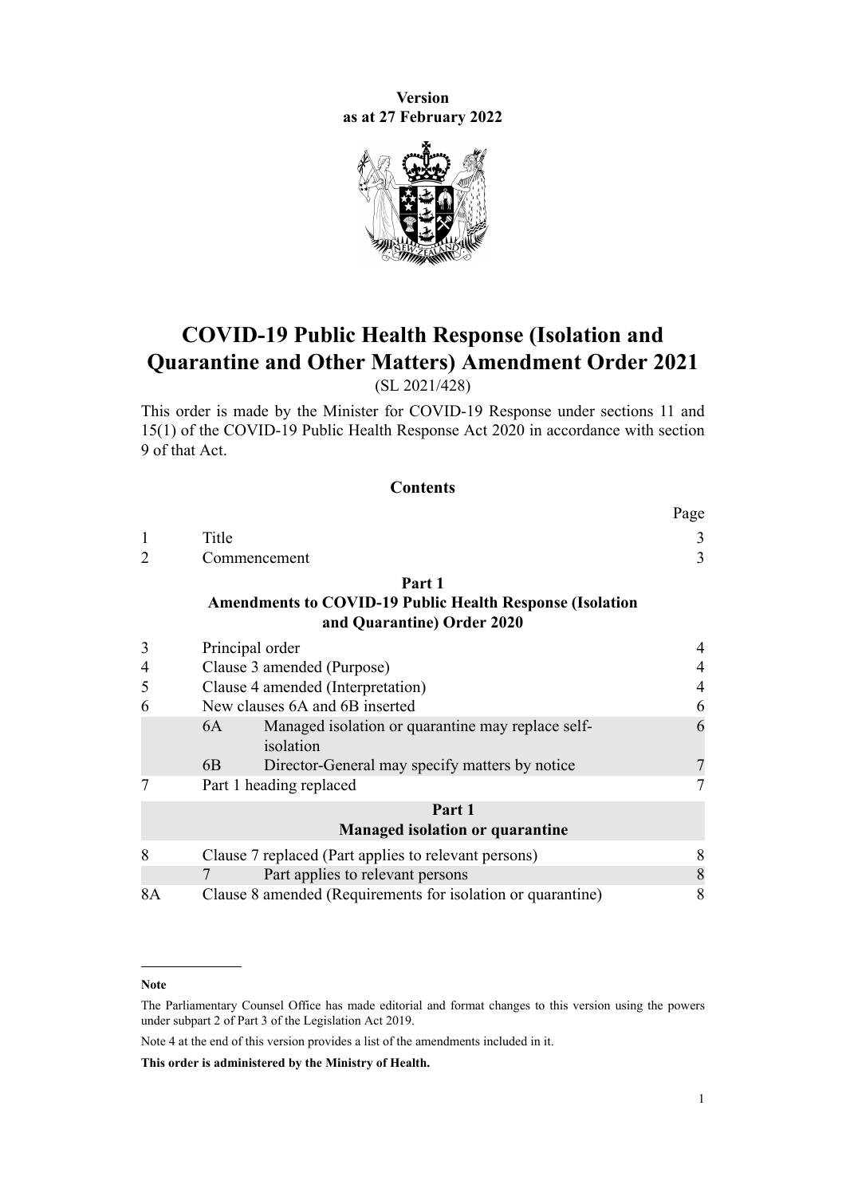**Version**
**as at 27 February 2022**

# COVID-19 Public Health Response (Isolation and Quarantine and Other Matters) Amendment Order 2021

(SL 2021/428)

This order is made by the Minister for COVID-19 Response under sections 11 and 15(1) of the COVID-19 Public Health Response Act 2020 in accordance with section 9 of that Act.

## Contents

| | | | Page |
|---|---|---|---|
| 1 | Title | | 3 |
| 2 | Commencement | | 3 |
| | **Part 1** **Amendments to COVID-19 Public Health Response (Isolation and Quarantine) Order 2020** | | |
| 3 | Principal order | | 4 |
| 4 | Clause 3 amended (Purpose) | | 4 |
| 5 | Clause 4 amended (Interpretation) | | 4 |
| 6 | New clauses 6A and 6B inserted | | 6 |
| | 6A | Managed isolation or quarantine may replace self-isolation | 6 |
| | 6B | Director-General may specify matters by notice | 7 |
| 7 | Part 1 heading replaced | | 7 |
| | **Part 1** **Managed isolation or quarantine** | | |
| 8 | Clause 7 replaced (Part applies to relevant persons) | | 8 |
| | 7 | Part applies to relevant persons | 8 |
| 8A | Clause 8 amended (Requirements for isolation or quarantine) | | 8 |

**Note**

The Parliamentary Counsel Office has made editorial and format changes to this version using the powers under subpart 2 of Part 3 of the Legislation Act 2019.

Note 4 at the end of this version provides a list of the amendments included in it.

**This order is administered by the Ministry of Health.**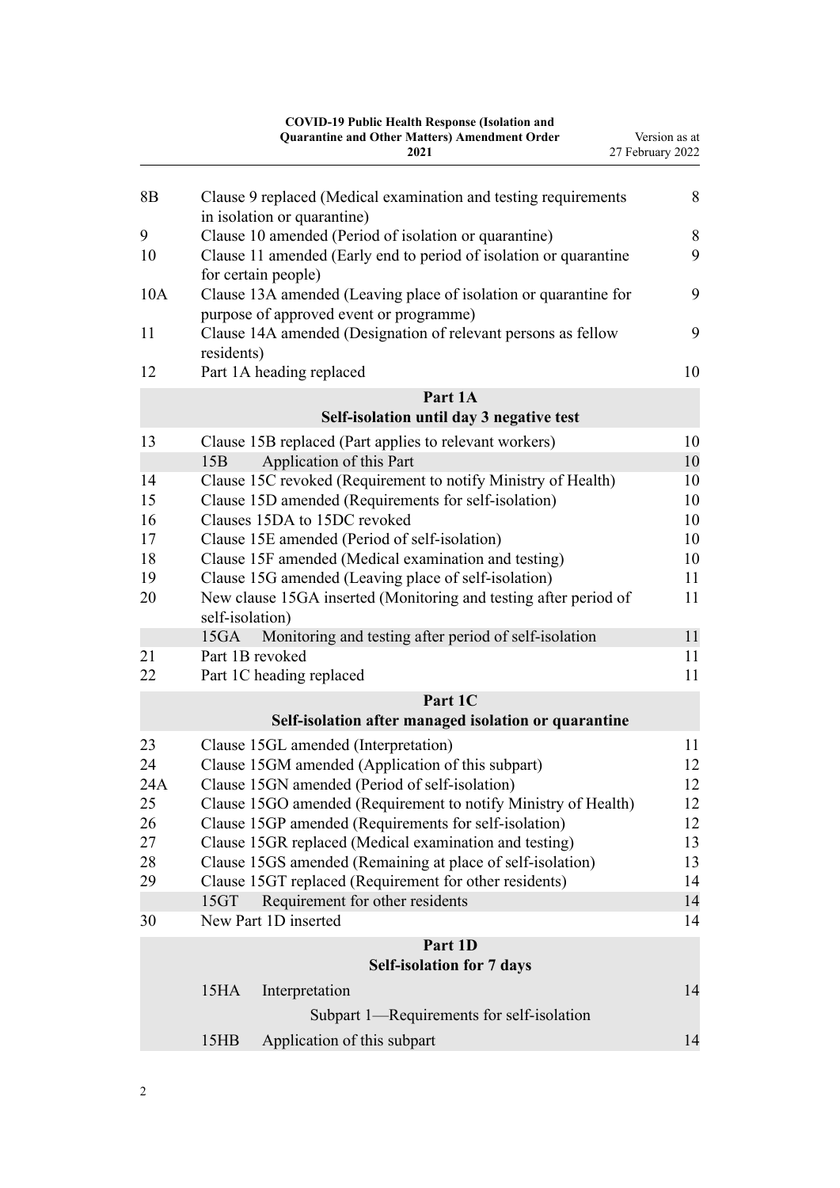| | | |
|---|---|---|
| 8B | Clause 9 replaced (Medical examination and testing requirements in isolation or quarantine) | 8 |
| 9 | Clause 10 amended (Period of isolation or quarantine) | 8 |
| 10 | Clause 11 amended (Early end to period of isolation or quarantine for certain people) | 9 |
| 10A | Clause 13A amended (Leaving place of isolation or quarantine for purpose of approved event or programme) | 9 |
| 11 | Clause 14A amended (Designation of relevant persons as fellow residents) | 9 |
| 12 | Part 1A heading replaced | 10 |

**Part 1A**
**Self-isolation until day 3 negative test**

| | | |
|---|---|---|
| 13 | Clause 15B replaced (Part applies to relevant workers) | 10 |
| | 15B Application of this Part | 10 |
| 14 | Clause 15C revoked (Requirement to notify Ministry of Health) | 10 |
| 15 | Clause 15D amended (Requirements for self-isolation) | 10 |
| 16 | Clauses 15DA to 15DC revoked | 10 |
| 17 | Clause 15E amended (Period of self-isolation) | 10 |
| 18 | Clause 15F amended (Medical examination and testing) | 10 |
| 19 | Clause 15G amended (Leaving place of self-isolation) | 11 |
| 20 | New clause 15GA inserted (Monitoring and testing after period of self-isolation) | 11 |
| | 15GA Monitoring and testing after period of self-isolation | 11 |
| 21 | Part 1B revoked | 11 |
| 22 | Part 1C heading replaced | 11 |

**Part 1C**
**Self-isolation after managed isolation or quarantine**

| | | |
|---|---|---|
| 23 | Clause 15GL amended (Interpretation) | 11 |
| 24 | Clause 15GM amended (Application of this subpart) | 12 |
| 24A | Clause 15GN amended (Period of self-isolation) | 12 |
| 25 | Clause 15GO amended (Requirement to notify Ministry of Health) | 12 |
| 26 | Clause 15GP amended (Requirements for self-isolation) | 12 |
| 27 | Clause 15GR replaced (Medical examination and testing) | 13 |
| 28 | Clause 15GS amended (Remaining at place of self-isolation) | 13 |
| 29 | Clause 15GT replaced (Requirement for other residents) | 14 |
| | 15GT Requirement for other residents | 14 |
| 30 | New Part 1D inserted | 14 |

**Part 1D**
**Self-isolation for 7 days**

| | | |
|---|---|---|
| | 15HA Interpretation | 14 |

Subpart 1—Requirements for self-isolation

| | | |
|---|---|---|
| | 15HB Application of this subpart | 14 |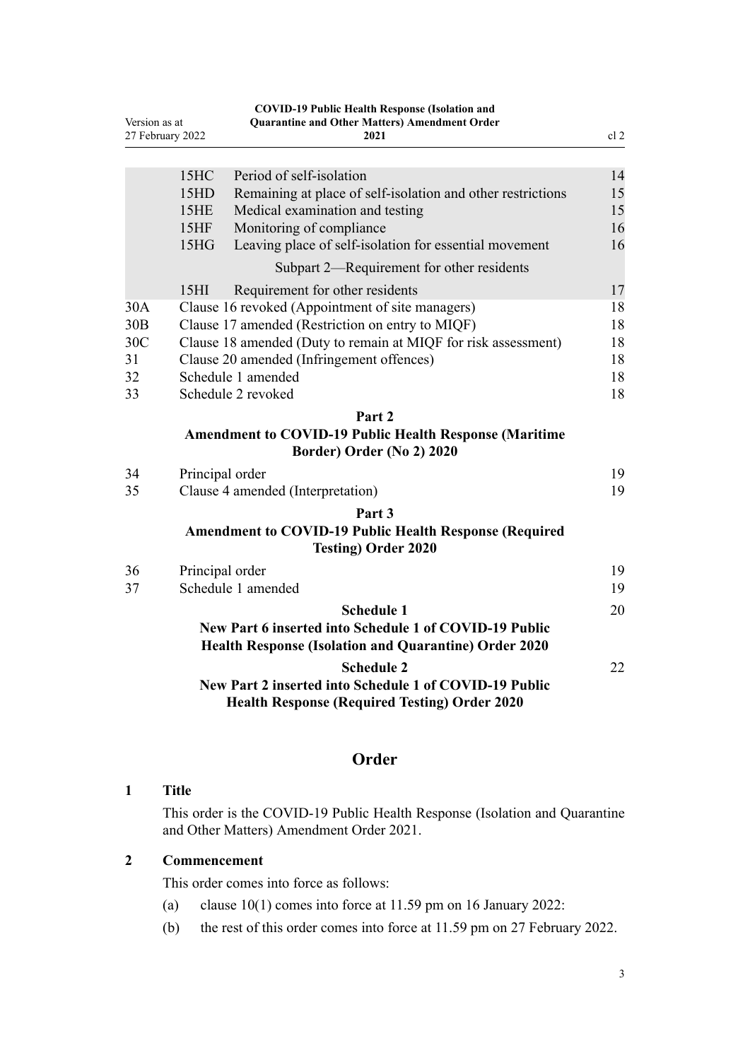| | | |
|---|---|---|
| 15HC | Period of self-isolation | 14 |
| 15HD | Remaining at place of self-isolation and other restrictions | 15 |
| 15HE | Medical examination and testing | 15 |
| 15HF | Monitoring of compliance | 16 |
| 15HG | Leaving place of self-isolation for essential movement | 16 |
| | Subpart 2—Requirement for other residents | |
| 15HI | Requirement for other residents | 17 |
| 30A | Clause 16 revoked (Appointment of site managers) | 18 |
| 30B | Clause 17 amended (Restriction on entry to MIQF) | 18 |
| 30C | Clause 18 amended (Duty to remain at MIQF for risk assessment) | 18 |
| 31 | Clause 20 amended (Infringement offences) | 18 |
| 32 | Schedule 1 amended | 18 |
| 33 | Schedule 2 revoked | 18 |

**Part 2**
**Amendment to COVID-19 Public Health Response (Maritime Border) Order (No 2) 2020**

| | | |
|---|---|---|
| 34 | Principal order | 19 |
| 35 | Clause 4 amended (Interpretation) | 19 |

**Part 3**
**Amendment to COVID-19 Public Health Response (Required Testing) Order 2020**

| | | |
|---|---|---|
| 36 | Principal order | 19 |
| 37 | Schedule 1 amended | 19 |

**Schedule 1** — 20
**New Part 6 inserted into Schedule 1 of COVID-19 Public Health Response (Isolation and Quarantine) Order 2020**

**Schedule 2** — 22
**New Part 2 inserted into Schedule 1 of COVID-19 Public Health Response (Required Testing) Order 2020**

## Order

### 1 Title

This order is the COVID-19 Public Health Response (Isolation and Quarantine and Other Matters) Amendment Order 2021.

### 2 Commencement

This order comes into force as follows:

(a) clause 10(1) comes into force at 11.59 pm on 16 January 2022:

(b) the rest of this order comes into force at 11.59 pm on 27 February 2022.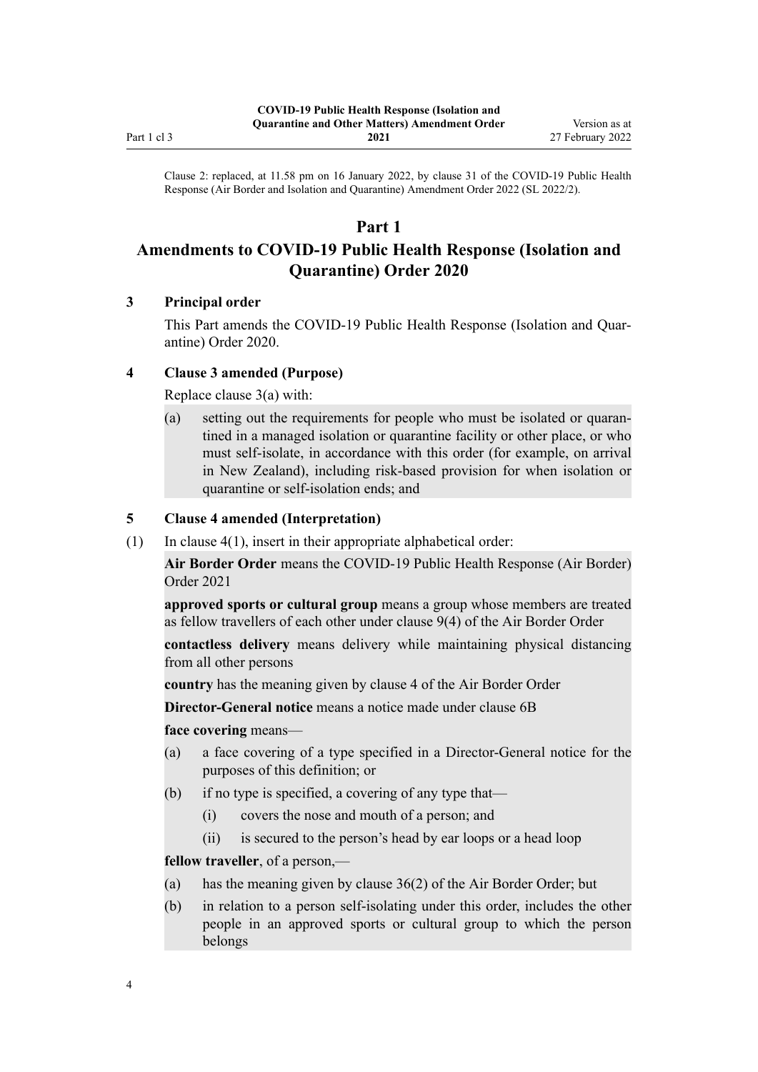Clause 2: replaced, at 11.58 pm on 16 January 2022, by clause 31 of the COVID-19 Public Health Response (Air Border and Isolation and Quarantine) Amendment Order 2022 (SL 2022/2).

# Part 1
# Amendments to COVID-19 Public Health Response (Isolation and Quarantine) Order 2020

### 3 Principal order

This Part amends the COVID-19 Public Health Response (Isolation and Quarantine) Order 2020.

### 4 Clause 3 amended (Purpose)

Replace clause 3(a) with:

(a) setting out the requirements for people who must be isolated or quarantined in a managed isolation or quarantine facility or other place, or who must self-isolate, in accordance with this order (for example, on arrival in New Zealand), including risk-based provision for when isolation or quarantine or self-isolation ends; and

### 5 Clause 4 amended (Interpretation)

(1) In clause 4(1), insert in their appropriate alphabetical order:

**Air Border Order** means the COVID-19 Public Health Response (Air Border) Order 2021

**approved sports or cultural group** means a group whose members are treated as fellow travellers of each other under clause 9(4) of the Air Border Order

**contactless delivery** means delivery while maintaining physical distancing from all other persons

**country** has the meaning given by clause 4 of the Air Border Order

**Director-General notice** means a notice made under clause 6B

**face covering** means—

(a) a face covering of a type specified in a Director-General notice for the purposes of this definition; or

(b) if no type is specified, a covering of any type that—

(i) covers the nose and mouth of a person; and

(ii) is secured to the person's head by ear loops or a head loop

**fellow traveller**, of a person,—

(a) has the meaning given by clause 36(2) of the Air Border Order; but

(b) in relation to a person self-isolating under this order, includes the other people in an approved sports or cultural group to which the person belongs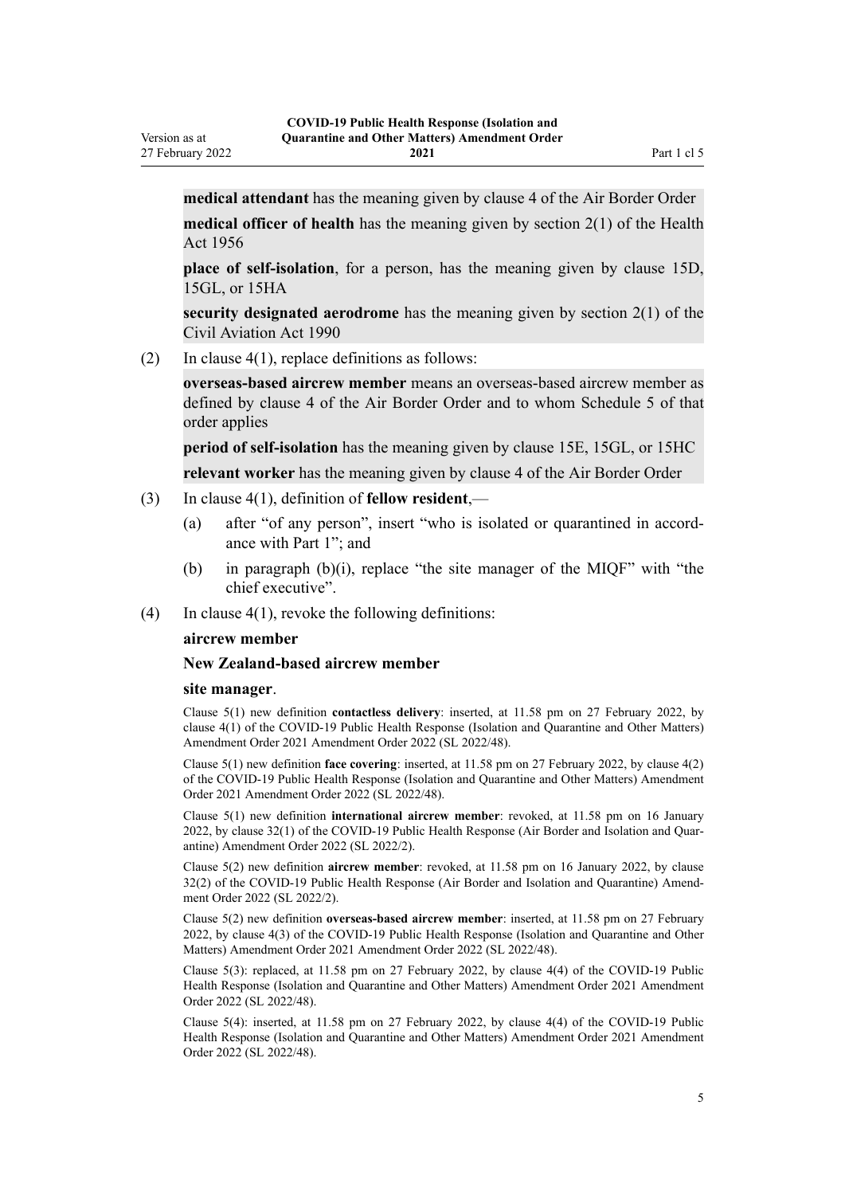**medical attendant** has the meaning given by clause 4 of the Air Border Order

**medical officer of health** has the meaning given by section 2(1) of the Health Act 1956

**place of self-isolation**, for a person, has the meaning given by clause 15D, 15GL, or 15HA

**security designated aerodrome** has the meaning given by section 2(1) of the Civil Aviation Act 1990

(2) In clause 4(1), replace definitions as follows:

**overseas-based aircrew member** means an overseas-based aircrew member as defined by clause 4 of the Air Border Order and to whom Schedule 5 of that order applies

**period of self-isolation** has the meaning given by clause 15E, 15GL, or 15HC

**relevant worker** has the meaning given by clause 4 of the Air Border Order

(3) In clause 4(1), definition of **fellow resident**,—

(a) after "of any person", insert "who is isolated or quarantined in accordance with Part 1"; and

(b) in paragraph (b)(i), replace "the site manager of the MIQF" with "the chief executive".

(4) In clause 4(1), revoke the following definitions:

**aircrew member**

**New Zealand-based aircrew member**

**site manager**.

Clause 5(1) new definition **contactless delivery**: inserted, at 11.58 pm on 27 February 2022, by clause 4(1) of the COVID-19 Public Health Response (Isolation and Quarantine and Other Matters) Amendment Order 2021 Amendment Order 2022 (SL 2022/48).

Clause 5(1) new definition **face covering**: inserted, at 11.58 pm on 27 February 2022, by clause 4(2) of the COVID-19 Public Health Response (Isolation and Quarantine and Other Matters) Amendment Order 2021 Amendment Order 2022 (SL 2022/48).

Clause 5(1) new definition **international aircrew member**: revoked, at 11.58 pm on 16 January 2022, by clause 32(1) of the COVID-19 Public Health Response (Air Border and Isolation and Quarantine) Amendment Order 2022 (SL 2022/2).

Clause 5(2) new definition **aircrew member**: revoked, at 11.58 pm on 16 January 2022, by clause 32(2) of the COVID-19 Public Health Response (Air Border and Isolation and Quarantine) Amendment Order 2022 (SL 2022/2).

Clause 5(2) new definition **overseas-based aircrew member**: inserted, at 11.58 pm on 27 February 2022, by clause 4(3) of the COVID-19 Public Health Response (Isolation and Quarantine and Other Matters) Amendment Order 2021 Amendment Order 2022 (SL 2022/48).

Clause 5(3): replaced, at 11.58 pm on 27 February 2022, by clause 4(4) of the COVID-19 Public Health Response (Isolation and Quarantine and Other Matters) Amendment Order 2021 Amendment Order 2022 (SL 2022/48).

Clause 5(4): inserted, at 11.58 pm on 27 February 2022, by clause 4(4) of the COVID-19 Public Health Response (Isolation and Quarantine and Other Matters) Amendment Order 2021 Amendment Order 2022 (SL 2022/48).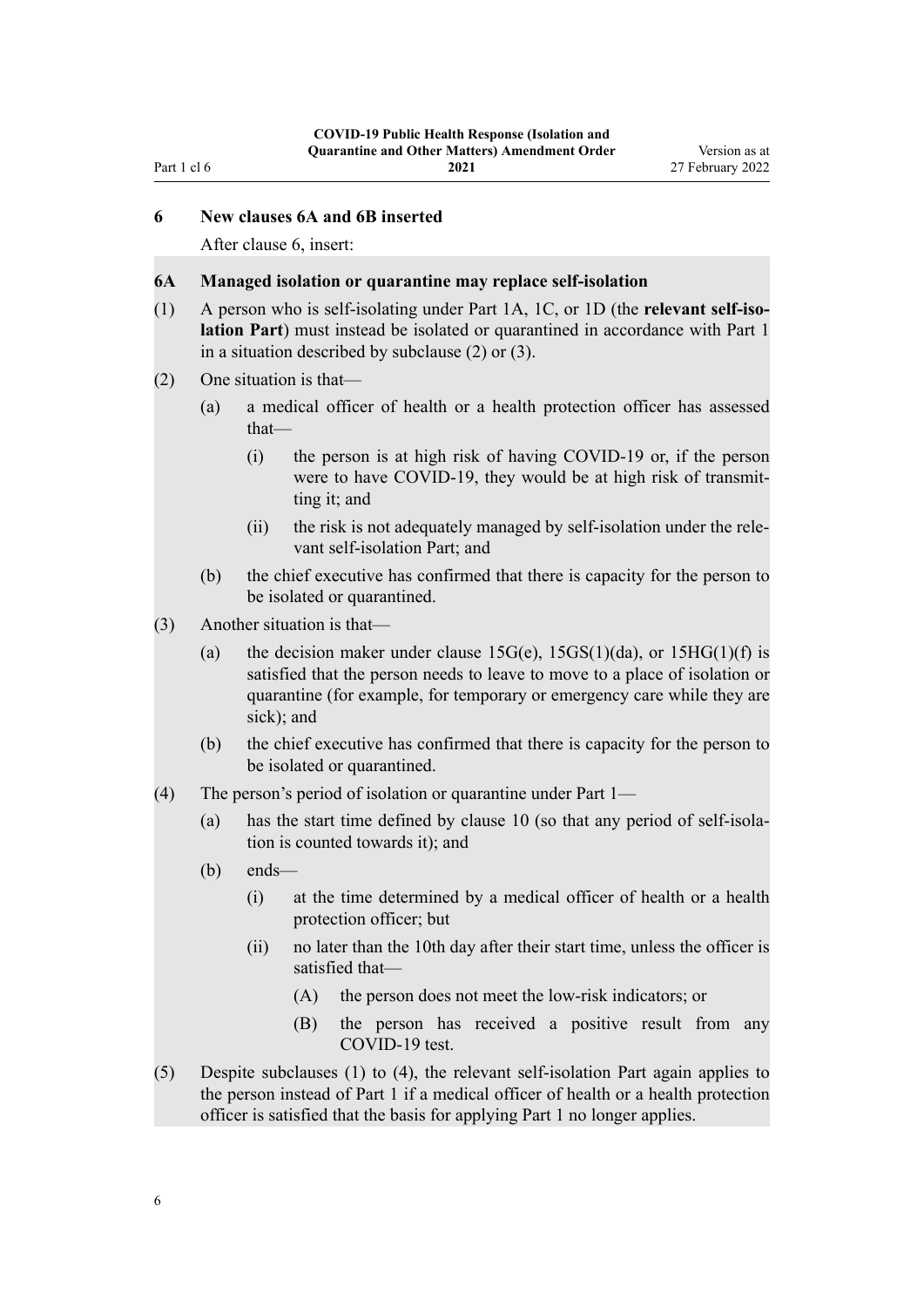### 6 New clauses 6A and 6B inserted

After clause 6, insert:

#### 6A Managed isolation or quarantine may replace self-isolation

(1) A person who is self-isolating under Part 1A, 1C, or 1D (the **relevant self-isolation Part**) must instead be isolated or quarantined in accordance with Part 1 in a situation described by subclause (2) or (3).

(2) One situation is that—

- (a) a medical officer of health or a health protection officer has assessed that—
  - (i) the person is at high risk of having COVID-19 or, if the person were to have COVID-19, they would be at high risk of transmitting it; and
  - (ii) the risk is not adequately managed by self-isolation under the relevant self-isolation Part; and
- (b) the chief executive has confirmed that there is capacity for the person to be isolated or quarantined.

(3) Another situation is that—

- (a) the decision maker under clause 15G(e), 15GS(1)(da), or 15HG(1)(f) is satisfied that the person needs to leave to move to a place of isolation or quarantine (for example, for temporary or emergency care while they are sick); and
- (b) the chief executive has confirmed that there is capacity for the person to be isolated or quarantined.

(4) The person's period of isolation or quarantine under Part 1—

- (a) has the start time defined by clause 10 (so that any period of self-isolation is counted towards it); and
- (b) ends—
  - (i) at the time determined by a medical officer of health or a health protection officer; but
  - (ii) no later than the 10th day after their start time, unless the officer is satisfied that—
    - (A) the person does not meet the low-risk indicators; or
    - (B) the person has received a positive result from any COVID-19 test.

(5) Despite subclauses (1) to (4), the relevant self-isolation Part again applies to the person instead of Part 1 if a medical officer of health or a health protection officer is satisfied that the basis for applying Part 1 no longer applies.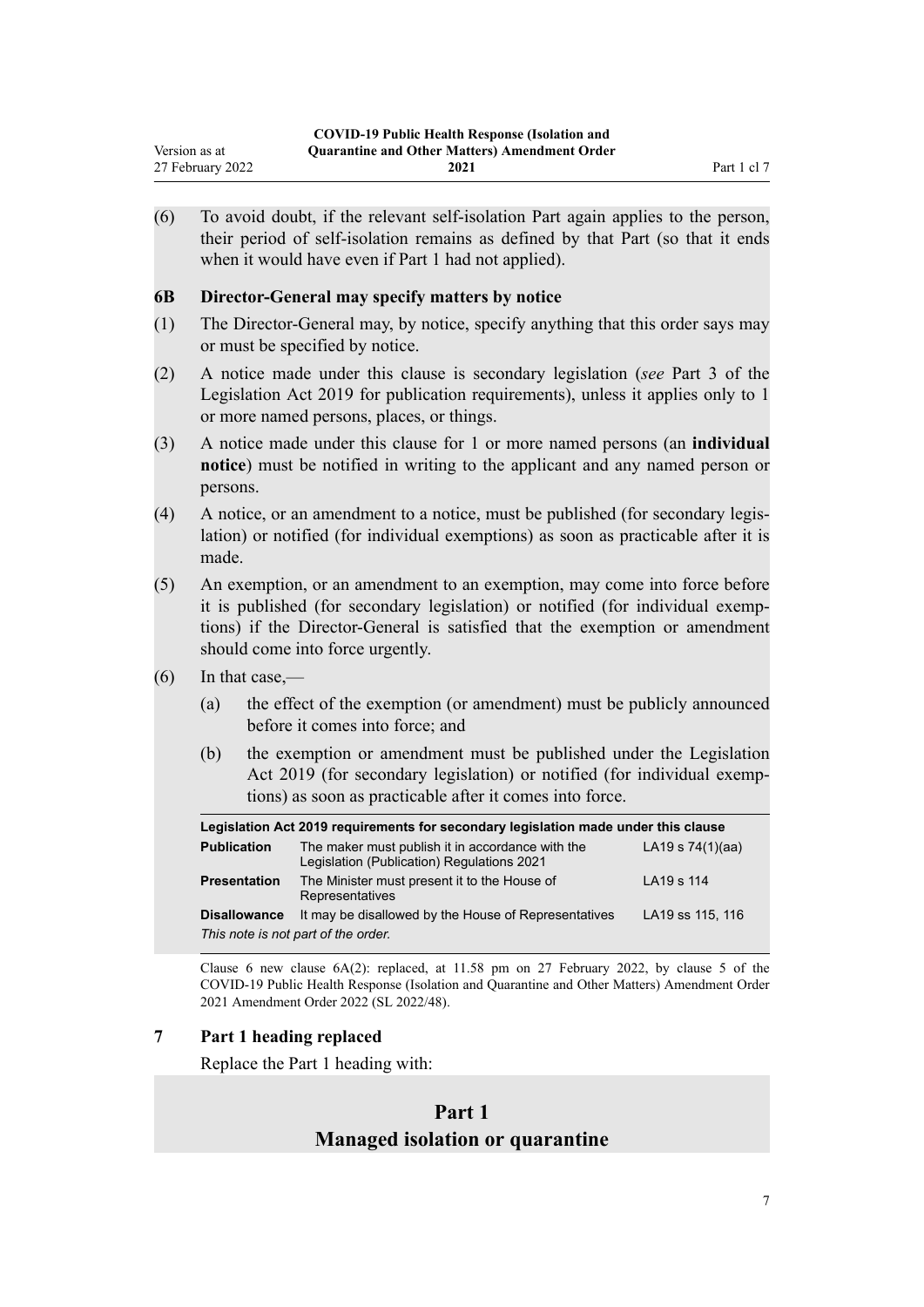(6) To avoid doubt, if the relevant self-isolation Part again applies to the person, their period of self-isolation remains as defined by that Part (so that it ends when it would have even if Part 1 had not applied).

### 6B Director-General may specify matters by notice

(1) The Director-General may, by notice, specify anything that this order says may or must be specified by notice.

(2) A notice made under this clause is secondary legislation (*see* Part 3 of the Legislation Act 2019 for publication requirements), unless it applies only to 1 or more named persons, places, or things.

(3) A notice made under this clause for 1 or more named persons (an **individual notice**) must be notified in writing to the applicant and any named person or persons.

(4) A notice, or an amendment to a notice, must be published (for secondary legislation) or notified (for individual exemptions) as soon as practicable after it is made.

(5) An exemption, or an amendment to an exemption, may come into force before it is published (for secondary legislation) or notified (for individual exemptions) if the Director-General is satisfied that the exemption or amendment should come into force urgently.

(6) In that case,—

(a) the effect of the exemption (or amendment) must be publicly announced before it comes into force; and

(b) the exemption or amendment must be published under the Legislation Act 2019 (for secondary legislation) or notified (for individual exemptions) as soon as practicable after it comes into force.

| Legislation Act 2019 requirements for secondary legislation made under this clause | | |
|---|---|---|
| **Publication** | The maker must publish it in accordance with the Legislation (Publication) Regulations 2021 | LA19 s 74(1)(aa) |
| **Presentation** | The Minister must present it to the House of Representatives | LA19 s 114 |
| **Disallowance** | It may be disallowed by the House of Representatives | LA19 ss 115, 116 |

*This note is not part of the order.*

Clause 6 new clause 6A(2): replaced, at 11.58 pm on 27 February 2022, by clause 5 of the COVID-19 Public Health Response (Isolation and Quarantine and Other Matters) Amendment Order 2021 Amendment Order 2022 (SL 2022/48).

### 7 Part 1 heading replaced

Replace the Part 1 heading with:

## Part 1
## Managed isolation or quarantine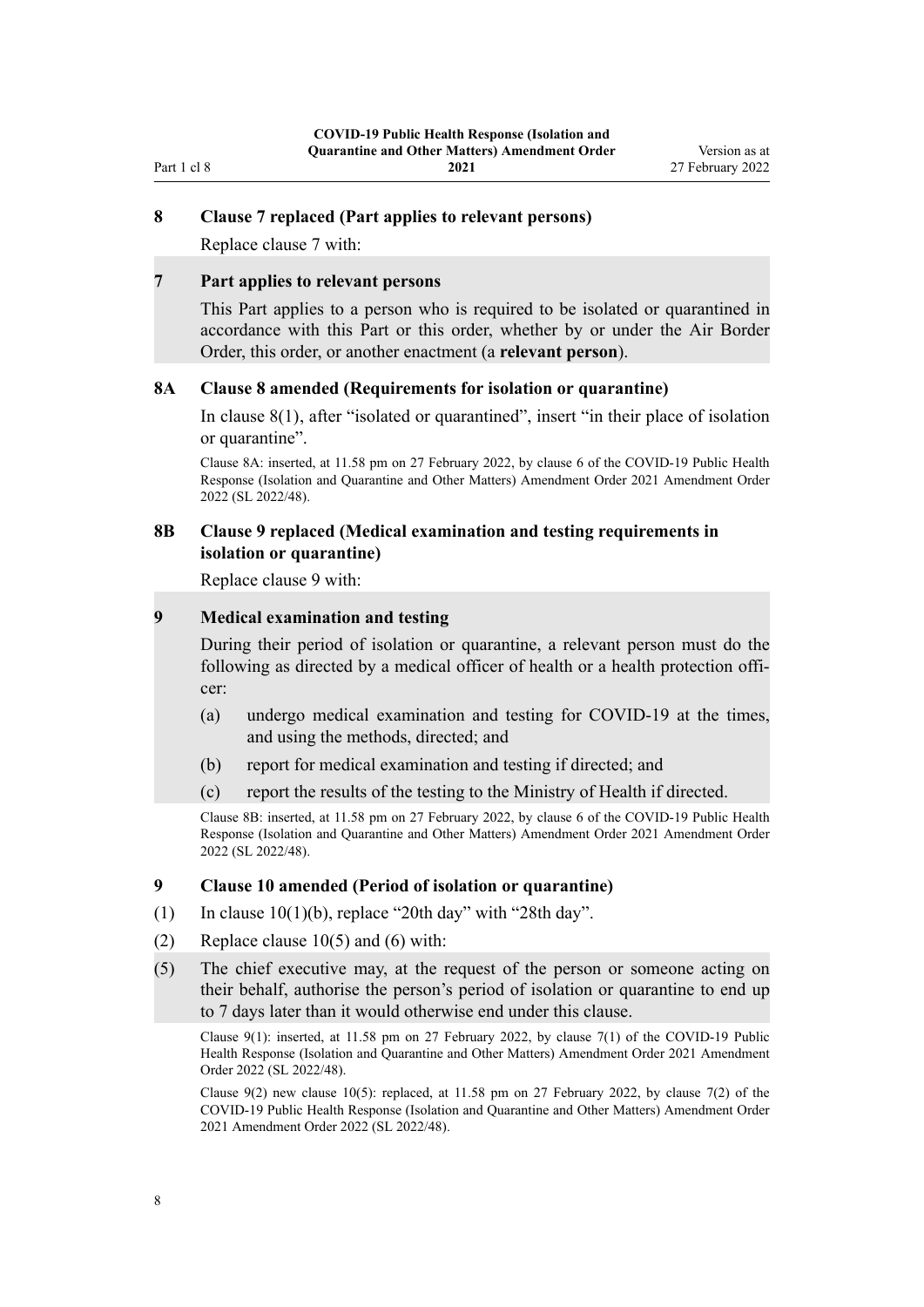### 8 Clause 7 replaced (Part applies to relevant persons)

Replace clause 7 with:

> **7 Part applies to relevant persons**
>
> This Part applies to a person who is required to be isolated or quarantined in accordance with this Part or this order, whether by or under the Air Border Order, this order, or another enactment (a **relevant person**).

### 8A Clause 8 amended (Requirements for isolation or quarantine)

In clause 8(1), after "isolated or quarantined", insert "in their place of isolation or quarantine".

Clause 8A: inserted, at 11.58 pm on 27 February 2022, by clause 6 of the COVID-19 Public Health Response (Isolation and Quarantine and Other Matters) Amendment Order 2021 Amendment Order 2022 (SL 2022/48).

### 8B Clause 9 replaced (Medical examination and testing requirements in isolation or quarantine)

Replace clause 9 with:

> **9 Medical examination and testing**
>
> During their period of isolation or quarantine, a relevant person must do the following as directed by a medical officer of health or a health protection officer:
>
> (a) undergo medical examination and testing for COVID-19 at the times, and using the methods, directed; and
>
> (b) report for medical examination and testing if directed; and
>
> (c) report the results of the testing to the Ministry of Health if directed.

Clause 8B: inserted, at 11.58 pm on 27 February 2022, by clause 6 of the COVID-19 Public Health Response (Isolation and Quarantine and Other Matters) Amendment Order 2021 Amendment Order 2022 (SL 2022/48).

### 9 Clause 10 amended (Period of isolation or quarantine)

(1) In clause 10(1)(b), replace "20th day" with "28th day".

(2) Replace clause 10(5) and (6) with:

> (5) The chief executive may, at the request of the person or someone acting on their behalf, authorise the person's period of isolation or quarantine to end up to 7 days later than it would otherwise end under this clause.

Clause 9(1): inserted, at 11.58 pm on 27 February 2022, by clause 7(1) of the COVID-19 Public Health Response (Isolation and Quarantine and Other Matters) Amendment Order 2021 Amendment Order 2022 (SL 2022/48).

Clause 9(2) new clause 10(5): replaced, at 11.58 pm on 27 February 2022, by clause 7(2) of the COVID-19 Public Health Response (Isolation and Quarantine and Other Matters) Amendment Order 2021 Amendment Order 2022 (SL 2022/48).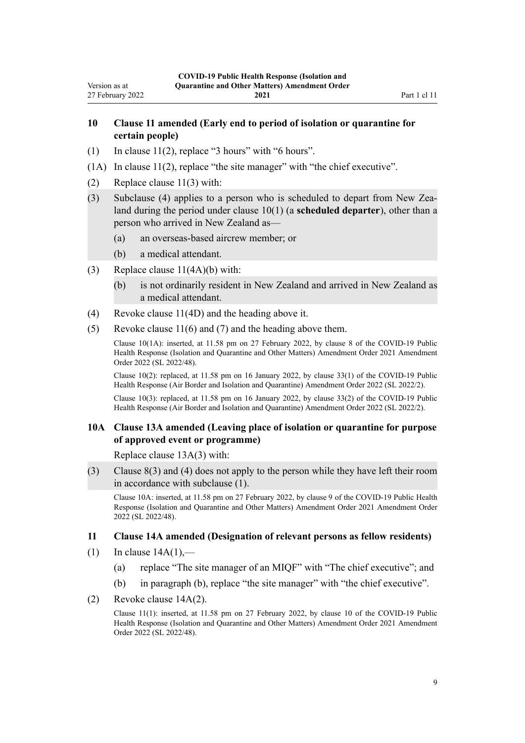### 10 Clause 11 amended (Early end to period of isolation or quarantine for certain people)

(1) In clause 11(2), replace "3 hours" with "6 hours".

(1A) In clause 11(2), replace "the site manager" with "the chief executive".

(2) Replace clause 11(3) with:

(3) Subclause (4) applies to a person who is scheduled to depart from New Zealand during the period under clause 10(1) (a **scheduled departer**), other than a person who arrived in New Zealand as—

(a) an overseas-based aircrew member; or

(b) a medical attendant.

(3) Replace clause 11(4A)(b) with:

(b) is not ordinarily resident in New Zealand and arrived in New Zealand as a medical attendant.

(4) Revoke clause 11(4D) and the heading above it.

(5) Revoke clause 11(6) and (7) and the heading above them.

Clause 10(1A): inserted, at 11.58 pm on 27 February 2022, by clause 8 of the COVID-19 Public Health Response (Isolation and Quarantine and Other Matters) Amendment Order 2021 Amendment Order 2022 (SL 2022/48).

Clause 10(2): replaced, at 11.58 pm on 16 January 2022, by clause 33(1) of the COVID-19 Public Health Response (Air Border and Isolation and Quarantine) Amendment Order 2022 (SL 2022/2).

Clause 10(3): replaced, at 11.58 pm on 16 January 2022, by clause 33(2) of the COVID-19 Public Health Response (Air Border and Isolation and Quarantine) Amendment Order 2022 (SL 2022/2).

### 10A Clause 13A amended (Leaving place of isolation or quarantine for purpose of approved event or programme)

Replace clause 13A(3) with:

(3) Clause 8(3) and (4) does not apply to the person while they have left their room in accordance with subclause (1).

Clause 10A: inserted, at 11.58 pm on 27 February 2022, by clause 9 of the COVID-19 Public Health Response (Isolation and Quarantine and Other Matters) Amendment Order 2021 Amendment Order 2022 (SL 2022/48).

### 11 Clause 14A amended (Designation of relevant persons as fellow residents)

(1) In clause 14A(1),—

(a) replace "The site manager of an MIQF" with "The chief executive"; and

(b) in paragraph (b), replace "the site manager" with "the chief executive".

(2) Revoke clause 14A(2).

Clause 11(1): inserted, at 11.58 pm on 27 February 2022, by clause 10 of the COVID-19 Public Health Response (Isolation and Quarantine and Other Matters) Amendment Order 2021 Amendment Order 2022 (SL 2022/48).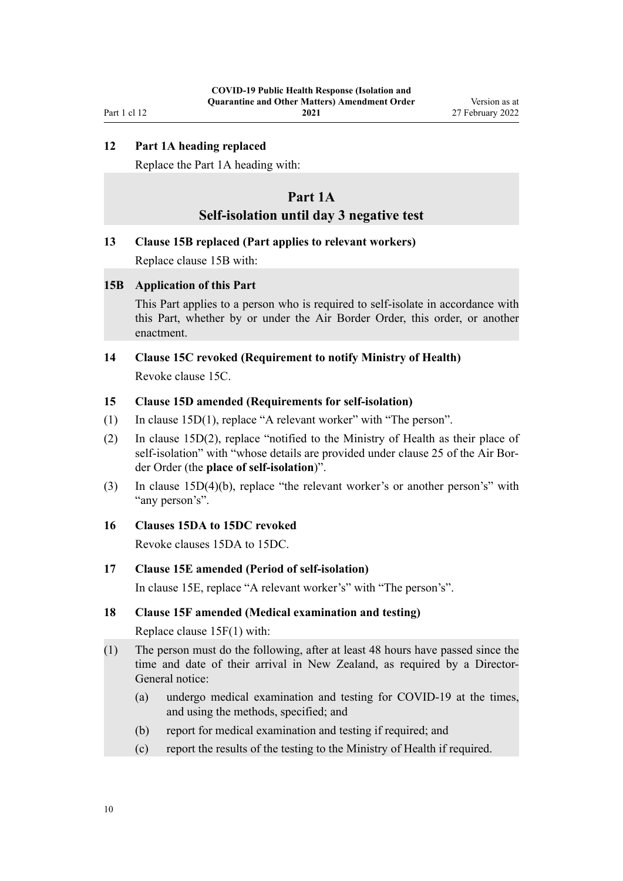### 12 Part 1A heading replaced

Replace the Part 1A heading with:

## Part 1A
## Self-isolation until day 3 negative test

### 13 Clause 15B replaced (Part applies to relevant workers)

Replace clause 15B with:

### 15B Application of this Part

This Part applies to a person who is required to self-isolate in accordance with this Part, whether by or under the Air Border Order, this order, or another enactment.

### 14 Clause 15C revoked (Requirement to notify Ministry of Health)

Revoke clause 15C.

### 15 Clause 15D amended (Requirements for self-isolation)

(1) In clause 15D(1), replace "A relevant worker" with "The person".

(2) In clause 15D(2), replace "notified to the Ministry of Health as their place of self-isolation" with "whose details are provided under clause 25 of the Air Border Order (the **place of self-isolation**)".

(3) In clause 15D(4)(b), replace "the relevant worker's or another person's" with "any person's".

### 16 Clauses 15DA to 15DC revoked

Revoke clauses 15DA to 15DC.

### 17 Clause 15E amended (Period of self-isolation)

In clause 15E, replace "A relevant worker's" with "The person's".

### 18 Clause 15F amended (Medical examination and testing)

Replace clause 15F(1) with:

(1) The person must do the following, after at least 48 hours have passed since the time and date of their arrival in New Zealand, as required by a Director-General notice:

- (a) undergo medical examination and testing for COVID-19 at the times, and using the methods, specified; and
- (b) report for medical examination and testing if required; and
- (c) report the results of the testing to the Ministry of Health if required.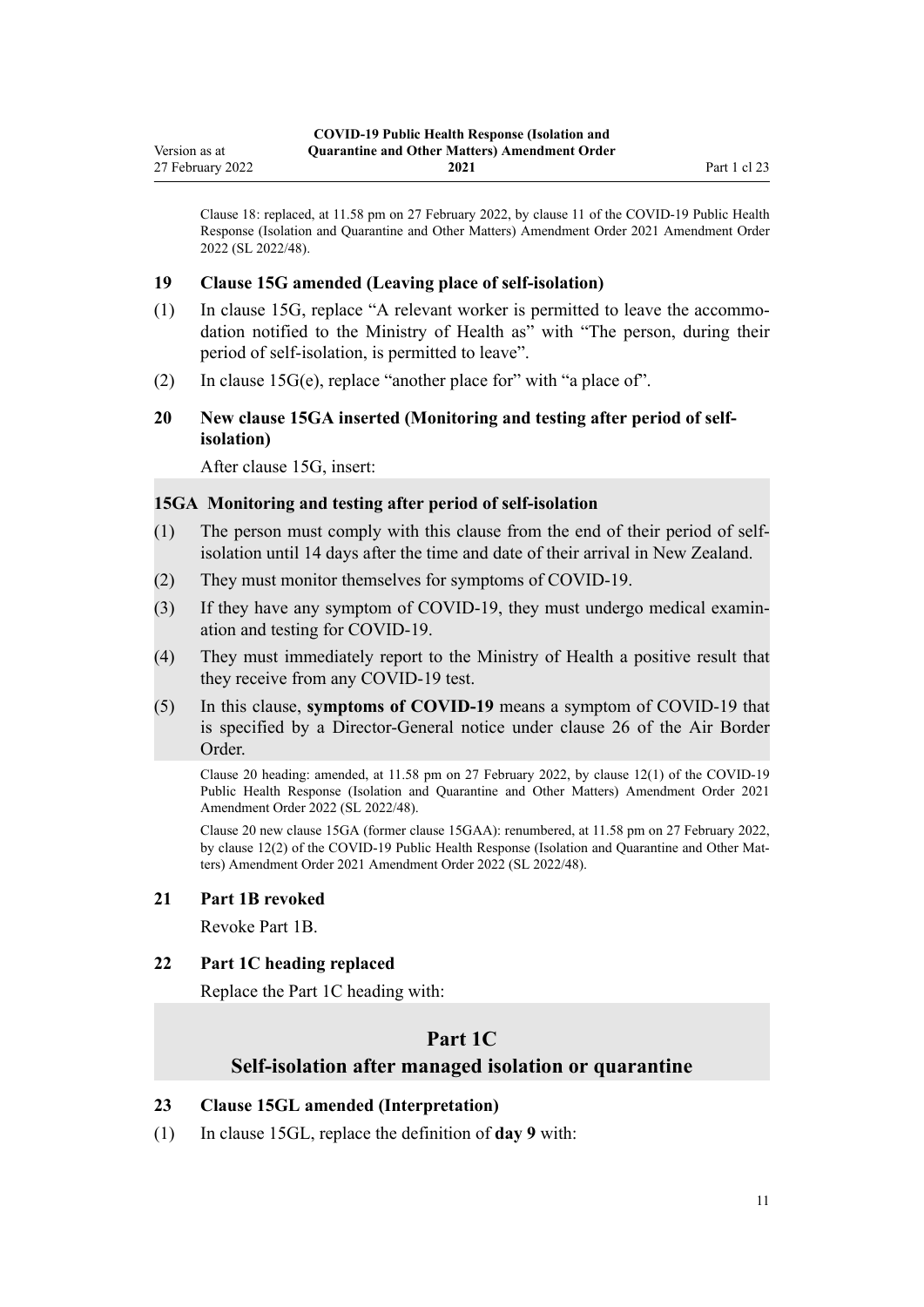Clause 18: replaced, at 11.58 pm on 27 February 2022, by clause 11 of the COVID-19 Public Health Response (Isolation and Quarantine and Other Matters) Amendment Order 2021 Amendment Order 2022 (SL 2022/48).

### 19 Clause 15G amended (Leaving place of self-isolation)

(1) In clause 15G, replace "A relevant worker is permitted to leave the accommodation notified to the Ministry of Health as" with "The person, during their period of self-isolation, is permitted to leave".

(2) In clause 15G(e), replace "another place for" with "a place of".

### 20 New clause 15GA inserted (Monitoring and testing after period of self-isolation)

After clause 15G, insert:

> **15GA Monitoring and testing after period of self-isolation**
>
> (1) The person must comply with this clause from the end of their period of self-isolation until 14 days after the time and date of their arrival in New Zealand.
>
> (2) They must monitor themselves for symptoms of COVID-19.
>
> (3) If they have any symptom of COVID-19, they must undergo medical examination and testing for COVID-19.
>
> (4) They must immediately report to the Ministry of Health a positive result that they receive from any COVID-19 test.
>
> (5) In this clause, **symptoms of COVID-19** means a symptom of COVID-19 that is specified by a Director-General notice under clause 26 of the Air Border Order.

Clause 20 heading: amended, at 11.58 pm on 27 February 2022, by clause 12(1) of the COVID-19 Public Health Response (Isolation and Quarantine and Other Matters) Amendment Order 2021 Amendment Order 2022 (SL 2022/48).

Clause 20 new clause 15GA (former clause 15GAA): renumbered, at 11.58 pm on 27 February 2022, by clause 12(2) of the COVID-19 Public Health Response (Isolation and Quarantine and Other Matters) Amendment Order 2021 Amendment Order 2022 (SL 2022/48).

### 21 Part 1B revoked

Revoke Part 1B.

### 22 Part 1C heading replaced

Replace the Part 1C heading with:

> **Part 1C**
> **Self-isolation after managed isolation or quarantine**

### 23 Clause 15GL amended (Interpretation)

(1) In clause 15GL, replace the definition of **day 9** with: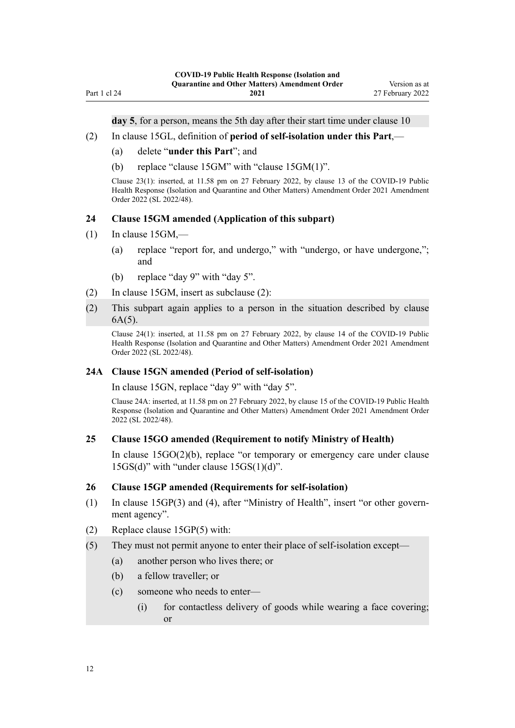**day 5**, for a person, means the 5th day after their start time under clause 10

(2) In clause 15GL, definition of **period of self-isolation under this Part**,—

(a) delete "**under this Part**"; and

(b) replace "clause 15GM" with "clause 15GM(1)".

Clause 23(1): inserted, at 11.58 pm on 27 February 2022, by clause 13 of the COVID-19 Public Health Response (Isolation and Quarantine and Other Matters) Amendment Order 2021 Amendment Order 2022 (SL 2022/48).

### 24 Clause 15GM amended (Application of this subpart)

(1) In clause 15GM,—

(a) replace "report for, and undergo," with "undergo, or have undergone,"; and

(b) replace "day 9" with "day 5".

(2) In clause 15GM, insert as subclause (2):

(2) This subpart again applies to a person in the situation described by clause 6A(5).

Clause 24(1): inserted, at 11.58 pm on 27 February 2022, by clause 14 of the COVID-19 Public Health Response (Isolation and Quarantine and Other Matters) Amendment Order 2021 Amendment Order 2022 (SL 2022/48).

### 24A Clause 15GN amended (Period of self-isolation)

In clause 15GN, replace "day 9" with "day 5".

Clause 24A: inserted, at 11.58 pm on 27 February 2022, by clause 15 of the COVID-19 Public Health Response (Isolation and Quarantine and Other Matters) Amendment Order 2021 Amendment Order 2022 (SL 2022/48).

### 25 Clause 15GO amended (Requirement to notify Ministry of Health)

In clause 15GO(2)(b), replace "or temporary or emergency care under clause 15GS(d)" with "under clause 15GS(1)(d)".

### 26 Clause 15GP amended (Requirements for self-isolation)

(1) In clause 15GP(3) and (4), after "Ministry of Health", insert "or other government agency".

(2) Replace clause 15GP(5) with:

(5) They must not permit anyone to enter their place of self-isolation except—

(a) another person who lives there; or

(b) a fellow traveller; or

(c) someone who needs to enter—

(i) for contactless delivery of goods while wearing a face covering; or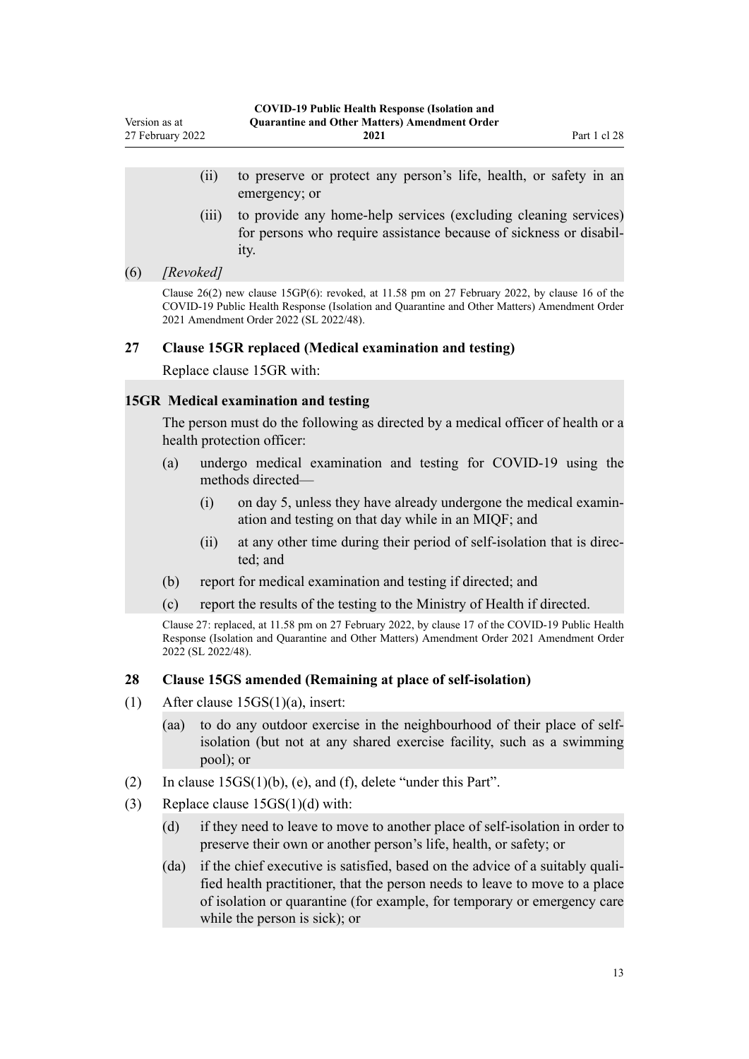(ii) to preserve or protect any person's life, health, or safety in an emergency; or

(iii) to provide any home-help services (excluding cleaning services) for persons who require assistance because of sickness or disability.

(6) *[Revoked]*

Clause 26(2) new clause 15GP(6): revoked, at 11.58 pm on 27 February 2022, by clause 16 of the COVID-19 Public Health Response (Isolation and Quarantine and Other Matters) Amendment Order 2021 Amendment Order 2022 (SL 2022/48).

### 27 Clause 15GR replaced (Medical examination and testing)

Replace clause 15GR with:

### 15GR Medical examination and testing

The person must do the following as directed by a medical officer of health or a health protection officer:

(a) undergo medical examination and testing for COVID-19 using the methods directed—

(i) on day 5, unless they have already undergone the medical examination and testing on that day while in an MIQF; and

(ii) at any other time during their period of self-isolation that is directed; and

(b) report for medical examination and testing if directed; and

(c) report the results of the testing to the Ministry of Health if directed.

Clause 27: replaced, at 11.58 pm on 27 February 2022, by clause 17 of the COVID-19 Public Health Response (Isolation and Quarantine and Other Matters) Amendment Order 2021 Amendment Order 2022 (SL 2022/48).

### 28 Clause 15GS amended (Remaining at place of self-isolation)

(1) After clause 15GS(1)(a), insert:

(aa) to do any outdoor exercise in the neighbourhood of their place of self-isolation (but not at any shared exercise facility, such as a swimming pool); or

(2) In clause 15GS(1)(b), (e), and (f), delete "under this Part".

(3) Replace clause 15GS(1)(d) with:

(d) if they need to leave to move to another place of self-isolation in order to preserve their own or another person's life, health, or safety; or

(da) if the chief executive is satisfied, based on the advice of a suitably qualified health practitioner, that the person needs to leave to move to a place of isolation or quarantine (for example, for temporary or emergency care while the person is sick); or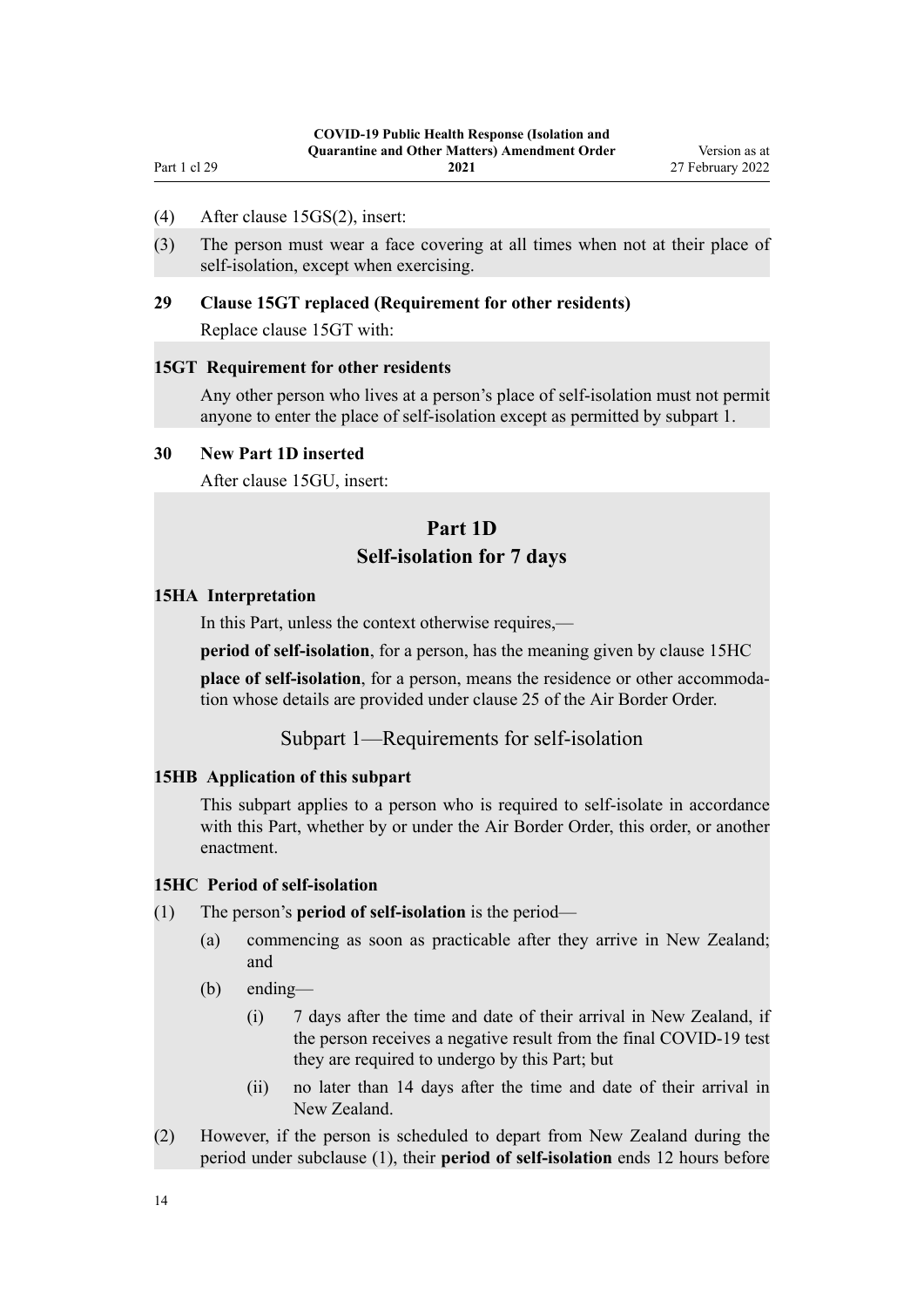(4) After clause 15GS(2), insert:

(3) The person must wear a face covering at all times when not at their place of self-isolation, except when exercising.

**29 Clause 15GT replaced (Requirement for other residents)**

Replace clause 15GT with:

**15GT Requirement for other residents**

Any other person who lives at a person's place of self-isolation must not permit anyone to enter the place of self-isolation except as permitted by subpart 1.

**30 New Part 1D inserted**

After clause 15GU, insert:

## Part 1D
## Self-isolation for 7 days

**15HA Interpretation**

In this Part, unless the context otherwise requires,—

**period of self-isolation**, for a person, has the meaning given by clause 15HC

**place of self-isolation**, for a person, means the residence or other accommodation whose details are provided under clause 25 of the Air Border Order.

### Subpart 1—Requirements for self-isolation

**15HB Application of this subpart**

This subpart applies to a person who is required to self-isolate in accordance with this Part, whether by or under the Air Border Order, this order, or another enactment.

**15HC Period of self-isolation**

(1) The person's **period of self-isolation** is the period—

(a) commencing as soon as practicable after they arrive in New Zealand; and

(b) ending—

(i) 7 days after the time and date of their arrival in New Zealand, if the person receives a negative result from the final COVID-19 test they are required to undergo by this Part; but

(ii) no later than 14 days after the time and date of their arrival in New Zealand.

(2) However, if the person is scheduled to depart from New Zealand during the period under subclause (1), their **period of self-isolation** ends 12 hours before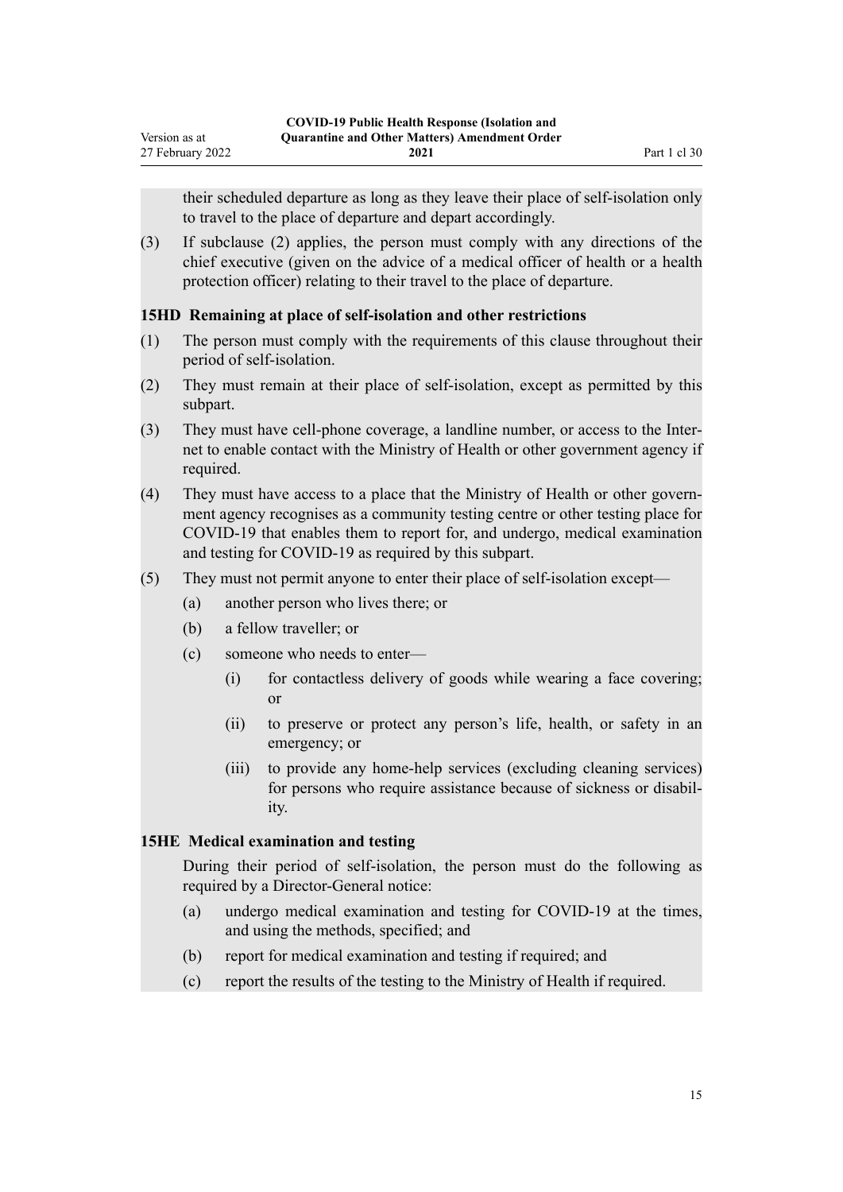their scheduled departure as long as they leave their place of self-isolation only to travel to the place of departure and depart accordingly.

(3) If subclause (2) applies, the person must comply with any directions of the chief executive (given on the advice of a medical officer of health or a health protection officer) relating to their travel to the place of departure.

### 15HD Remaining at place of self-isolation and other restrictions

(1) The person must comply with the requirements of this clause throughout their period of self-isolation.

(2) They must remain at their place of self-isolation, except as permitted by this subpart.

(3) They must have cell-phone coverage, a landline number, or access to the Internet to enable contact with the Ministry of Health or other government agency if required.

(4) They must have access to a place that the Ministry of Health or other government agency recognises as a community testing centre or other testing place for COVID-19 that enables them to report for, and undergo, medical examination and testing for COVID-19 as required by this subpart.

(5) They must not permit anyone to enter their place of self-isolation except—

- (a) another person who lives there; or
- (b) a fellow traveller; or
- (c) someone who needs to enter—
  - (i) for contactless delivery of goods while wearing a face covering; or
  - (ii) to preserve or protect any person's life, health, or safety in an emergency; or
  - (iii) to provide any home-help services (excluding cleaning services) for persons who require assistance because of sickness or disability.

### 15HE Medical examination and testing

During their period of self-isolation, the person must do the following as required by a Director-General notice:

- (a) undergo medical examination and testing for COVID-19 at the times, and using the methods, specified; and
- (b) report for medical examination and testing if required; and
- (c) report the results of the testing to the Ministry of Health if required.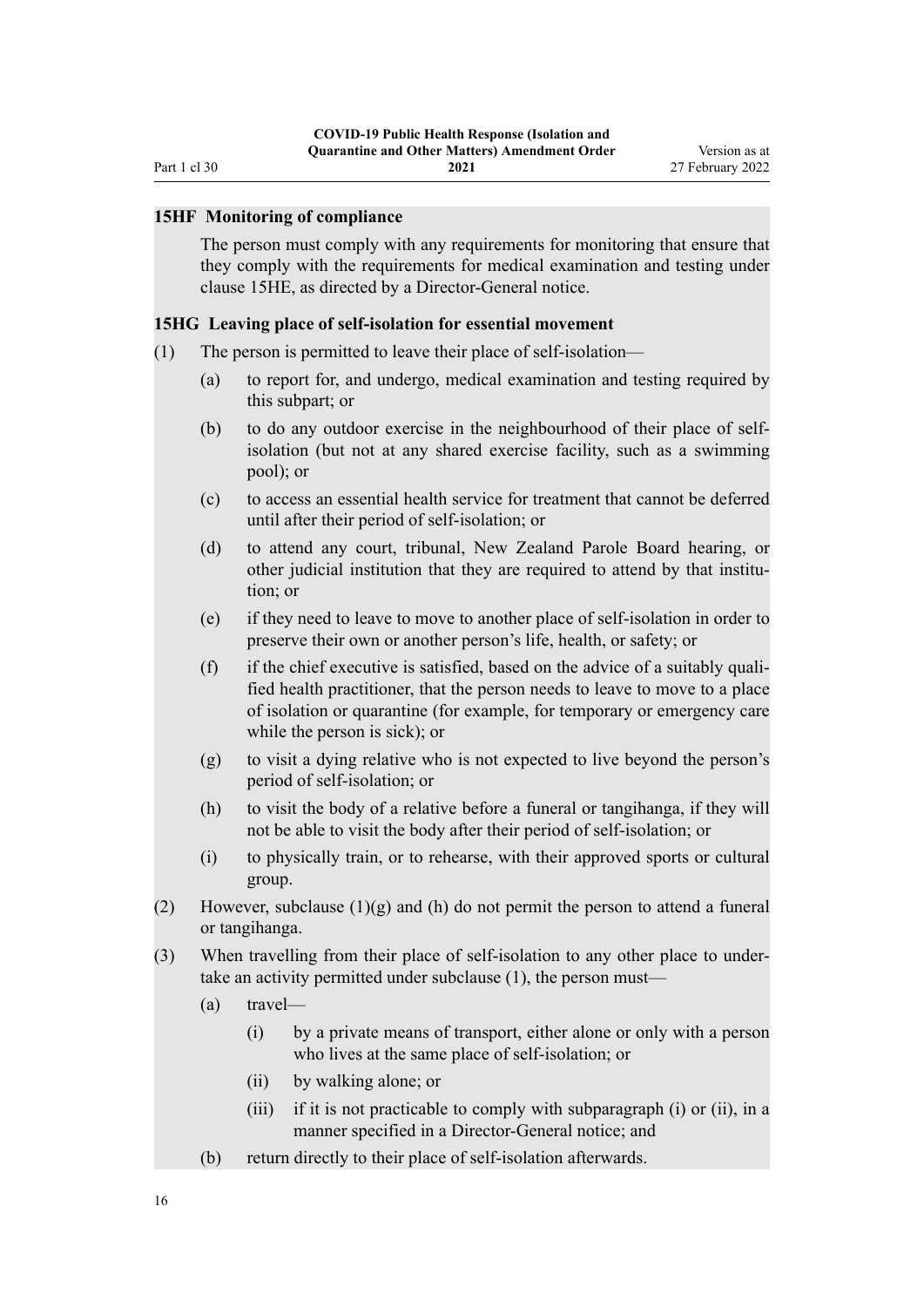### 15HF Monitoring of compliance

The person must comply with any requirements for monitoring that ensure that they comply with the requirements for medical examination and testing under clause 15HE, as directed by a Director-General notice.

### 15HG Leaving place of self-isolation for essential movement

(1) The person is permitted to leave their place of self-isolation—

(a) to report for, and undergo, medical examination and testing required by this subpart; or

(b) to do any outdoor exercise in the neighbourhood of their place of self-isolation (but not at any shared exercise facility, such as a swimming pool); or

(c) to access an essential health service for treatment that cannot be deferred until after their period of self-isolation; or

(d) to attend any court, tribunal, New Zealand Parole Board hearing, or other judicial institution that they are required to attend by that institution; or

(e) if they need to leave to move to another place of self-isolation in order to preserve their own or another person's life, health, or safety; or

(f) if the chief executive is satisfied, based on the advice of a suitably qualified health practitioner, that the person needs to leave to move to a place of isolation or quarantine (for example, for temporary or emergency care while the person is sick); or

(g) to visit a dying relative who is not expected to live beyond the person's period of self-isolation; or

(h) to visit the body of a relative before a funeral or tangihanga, if they will not be able to visit the body after their period of self-isolation; or

(i) to physically train, or to rehearse, with their approved sports or cultural group.

(2) However, subclause (1)(g) and (h) do not permit the person to attend a funeral or tangihanga.

(3) When travelling from their place of self-isolation to any other place to undertake an activity permitted under subclause (1), the person must—

(a) travel—

(i) by a private means of transport, either alone or only with a person who lives at the same place of self-isolation; or

(ii) by walking alone; or

(iii) if it is not practicable to comply with subparagraph (i) or (ii), in a manner specified in a Director-General notice; and

(b) return directly to their place of self-isolation afterwards.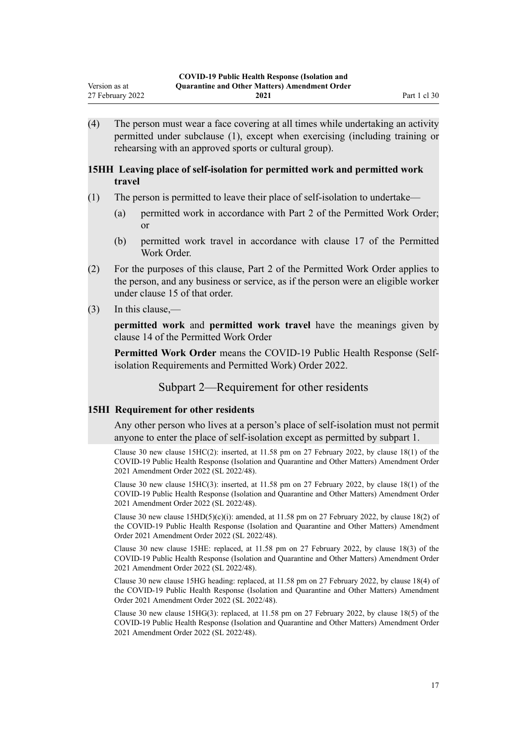(4) The person must wear a face covering at all times while undertaking an activity permitted under subclause (1), except when exercising (including training or rehearsing with an approved sports or cultural group).

### 15HH Leaving place of self-isolation for permitted work and permitted work travel

(1) The person is permitted to leave their place of self-isolation to undertake—

(a) permitted work in accordance with Part 2 of the Permitted Work Order; or

(b) permitted work travel in accordance with clause 17 of the Permitted Work Order.

(2) For the purposes of this clause, Part 2 of the Permitted Work Order applies to the person, and any business or service, as if the person were an eligible worker under clause 15 of that order.

(3) In this clause,—

**permitted work** and **permitted work travel** have the meanings given by clause 14 of the Permitted Work Order

**Permitted Work Order** means the COVID-19 Public Health Response (Self-isolation Requirements and Permitted Work) Order 2022.

## Subpart 2—Requirement for other residents

### 15HI Requirement for other residents

Any other person who lives at a person's place of self-isolation must not permit anyone to enter the place of self-isolation except as permitted by subpart 1.

Clause 30 new clause 15HC(2): inserted, at 11.58 pm on 27 February 2022, by clause 18(1) of the COVID-19 Public Health Response (Isolation and Quarantine and Other Matters) Amendment Order 2021 Amendment Order 2022 (SL 2022/48).

Clause 30 new clause 15HC(3): inserted, at 11.58 pm on 27 February 2022, by clause 18(1) of the COVID-19 Public Health Response (Isolation and Quarantine and Other Matters) Amendment Order 2021 Amendment Order 2022 (SL 2022/48).

Clause 30 new clause 15HD(5)(c)(i): amended, at 11.58 pm on 27 February 2022, by clause 18(2) of the COVID-19 Public Health Response (Isolation and Quarantine and Other Matters) Amendment Order 2021 Amendment Order 2022 (SL 2022/48).

Clause 30 new clause 15HE: replaced, at 11.58 pm on 27 February 2022, by clause 18(3) of the COVID-19 Public Health Response (Isolation and Quarantine and Other Matters) Amendment Order 2021 Amendment Order 2022 (SL 2022/48).

Clause 30 new clause 15HG heading: replaced, at 11.58 pm on 27 February 2022, by clause 18(4) of the COVID-19 Public Health Response (Isolation and Quarantine and Other Matters) Amendment Order 2021 Amendment Order 2022 (SL 2022/48).

Clause 30 new clause 15HG(3): replaced, at 11.58 pm on 27 February 2022, by clause 18(5) of the COVID-19 Public Health Response (Isolation and Quarantine and Other Matters) Amendment Order 2021 Amendment Order 2022 (SL 2022/48).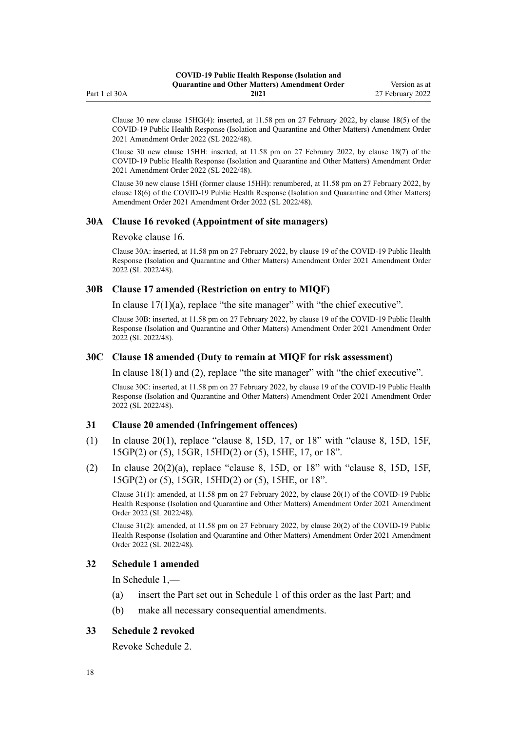Clause 30 new clause 15HG(4): inserted, at 11.58 pm on 27 February 2022, by clause 18(5) of the COVID-19 Public Health Response (Isolation and Quarantine and Other Matters) Amendment Order 2021 Amendment Order 2022 (SL 2022/48).

Clause 30 new clause 15HH: inserted, at 11.58 pm on 27 February 2022, by clause 18(7) of the COVID-19 Public Health Response (Isolation and Quarantine and Other Matters) Amendment Order 2021 Amendment Order 2022 (SL 2022/48).

Clause 30 new clause 15HI (former clause 15HH): renumbered, at 11.58 pm on 27 February 2022, by clause 18(6) of the COVID-19 Public Health Response (Isolation and Quarantine and Other Matters) Amendment Order 2021 Amendment Order 2022 (SL 2022/48).

### 30A Clause 16 revoked (Appointment of site managers)

Revoke clause 16.

Clause 30A: inserted, at 11.58 pm on 27 February 2022, by clause 19 of the COVID-19 Public Health Response (Isolation and Quarantine and Other Matters) Amendment Order 2021 Amendment Order 2022 (SL 2022/48).

### 30B Clause 17 amended (Restriction on entry to MIQF)

In clause 17(1)(a), replace "the site manager" with "the chief executive".

Clause 30B: inserted, at 11.58 pm on 27 February 2022, by clause 19 of the COVID-19 Public Health Response (Isolation and Quarantine and Other Matters) Amendment Order 2021 Amendment Order 2022 (SL 2022/48).

### 30C Clause 18 amended (Duty to remain at MIQF for risk assessment)

In clause 18(1) and (2), replace "the site manager" with "the chief executive".

Clause 30C: inserted, at 11.58 pm on 27 February 2022, by clause 19 of the COVID-19 Public Health Response (Isolation and Quarantine and Other Matters) Amendment Order 2021 Amendment Order 2022 (SL 2022/48).

### 31 Clause 20 amended (Infringement offences)

(1) In clause 20(1), replace "clause 8, 15D, 17, or 18" with "clause 8, 15D, 15F, 15GP(2) or (5), 15GR, 15HD(2) or (5), 15HE, 17, or 18".

(2) In clause 20(2)(a), replace "clause 8, 15D, or 18" with "clause 8, 15D, 15F, 15GP(2) or (5), 15GR, 15HD(2) or (5), 15HE, or 18".

Clause 31(1): amended, at 11.58 pm on 27 February 2022, by clause 20(1) of the COVID-19 Public Health Response (Isolation and Quarantine and Other Matters) Amendment Order 2021 Amendment Order 2022 (SL 2022/48).

Clause 31(2): amended, at 11.58 pm on 27 February 2022, by clause 20(2) of the COVID-19 Public Health Response (Isolation and Quarantine and Other Matters) Amendment Order 2021 Amendment Order 2022 (SL 2022/48).

### 32 Schedule 1 amended

In Schedule 1,—

(a) insert the Part set out in Schedule 1 of this order as the last Part; and

(b) make all necessary consequential amendments.

### 33 Schedule 2 revoked

Revoke Schedule 2.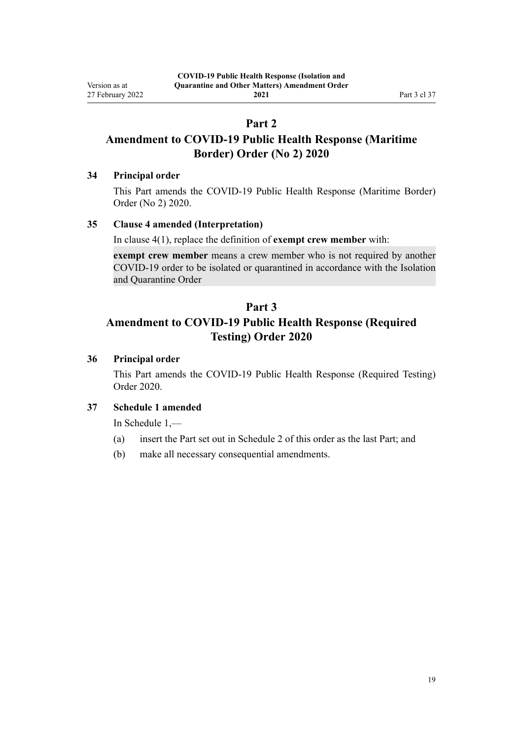# Part 2

# Amendment to COVID-19 Public Health Response (Maritime Border) Order (No 2) 2020

### 34 Principal order

This Part amends the COVID-19 Public Health Response (Maritime Border) Order (No 2) 2020.

### 35 Clause 4 amended (Interpretation)

In clause 4(1), replace the definition of **exempt crew member** with:

> **exempt crew member** means a crew member who is not required by another COVID-19 order to be isolated or quarantined in accordance with the Isolation and Quarantine Order

# Part 3

# Amendment to COVID-19 Public Health Response (Required Testing) Order 2020

### 36 Principal order

This Part amends the COVID-19 Public Health Response (Required Testing) Order 2020.

### 37 Schedule 1 amended

In Schedule 1,—

(a) insert the Part set out in Schedule 2 of this order as the last Part; and

(b) make all necessary consequential amendments.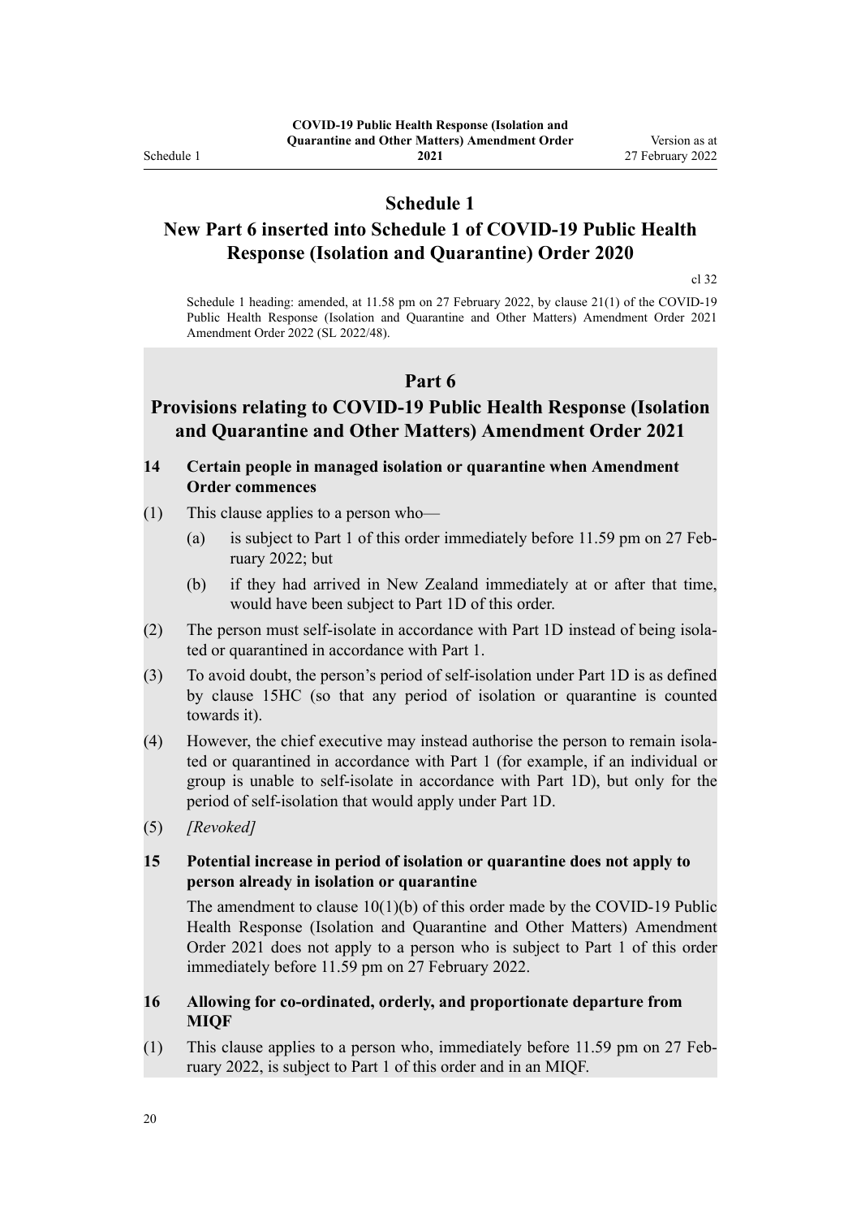# Schedule 1

## New Part 6 inserted into Schedule 1 of COVID-19 Public Health Response (Isolation and Quarantine) Order 2020

cl 32

Schedule 1 heading: amended, at 11.58 pm on 27 February 2022, by clause 21(1) of the COVID-19 Public Health Response (Isolation and Quarantine and Other Matters) Amendment Order 2021 Amendment Order 2022 (SL 2022/48).

## Part 6

## Provisions relating to COVID-19 Public Health Response (Isolation and Quarantine and Other Matters) Amendment Order 2021

### 14 Certain people in managed isolation or quarantine when Amendment Order commences

(1) This clause applies to a person who—

(a) is subject to Part 1 of this order immediately before 11.59 pm on 27 February 2022; but

(b) if they had arrived in New Zealand immediately at or after that time, would have been subject to Part 1D of this order.

(2) The person must self-isolate in accordance with Part 1D instead of being isolated or quarantined in accordance with Part 1.

(3) To avoid doubt, the person's period of self-isolation under Part 1D is as defined by clause 15HC (so that any period of isolation or quarantine is counted towards it).

(4) However, the chief executive may instead authorise the person to remain isolated or quarantined in accordance with Part 1 (for example, if an individual or group is unable to self-isolate in accordance with Part 1D), but only for the period of self-isolation that would apply under Part 1D.

(5) *[Revoked]*

### 15 Potential increase in period of isolation or quarantine does not apply to person already in isolation or quarantine

The amendment to clause 10(1)(b) of this order made by the COVID-19 Public Health Response (Isolation and Quarantine and Other Matters) Amendment Order 2021 does not apply to a person who is subject to Part 1 of this order immediately before 11.59 pm on 27 February 2022.

### 16 Allowing for co-ordinated, orderly, and proportionate departure from MIQF

(1) This clause applies to a person who, immediately before 11.59 pm on 27 February 2022, is subject to Part 1 of this order and in an MIQF.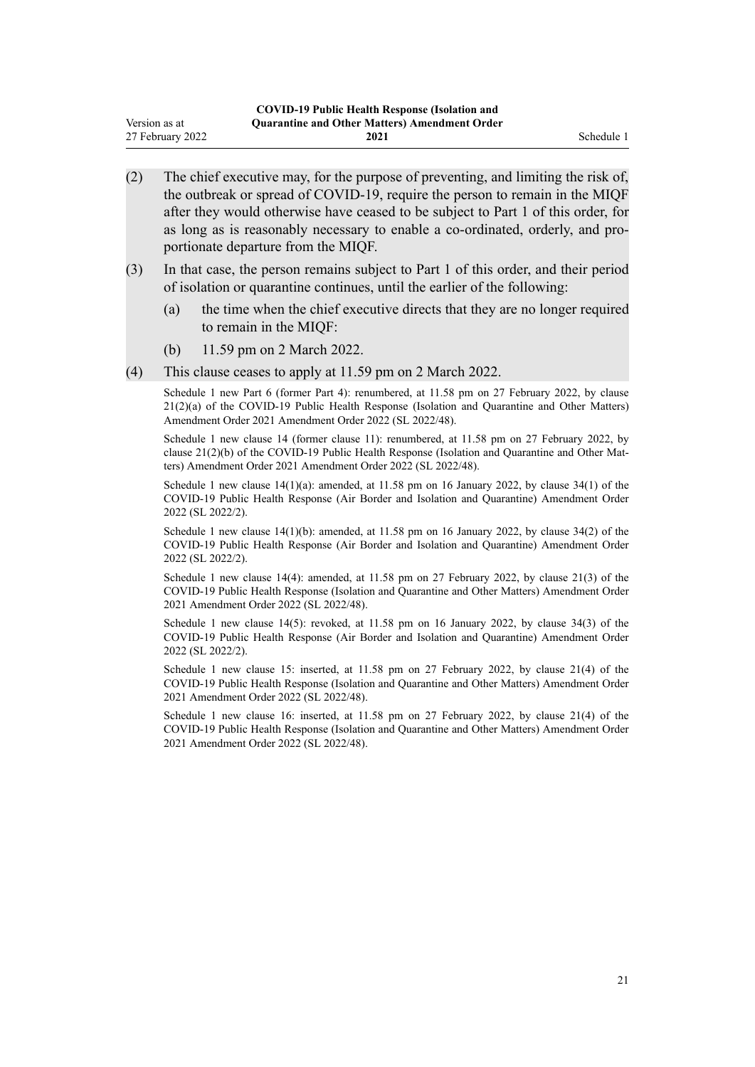(2) The chief executive may, for the purpose of preventing, and limiting the risk of, the outbreak or spread of COVID-19, require the person to remain in the MIQF after they would otherwise have ceased to be subject to Part 1 of this order, for as long as is reasonably necessary to enable a co-ordinated, orderly, and proportionate departure from the MIQF.

(3) In that case, the person remains subject to Part 1 of this order, and their period of isolation or quarantine continues, until the earlier of the following:

(a) the time when the chief executive directs that they are no longer required to remain in the MIQF:

(b) 11.59 pm on 2 March 2022.

(4) This clause ceases to apply at 11.59 pm on 2 March 2022.

Schedule 1 new Part 6 (former Part 4): renumbered, at 11.58 pm on 27 February 2022, by clause 21(2)(a) of the COVID-19 Public Health Response (Isolation and Quarantine and Other Matters) Amendment Order 2021 Amendment Order 2022 (SL 2022/48).

Schedule 1 new clause 14 (former clause 11): renumbered, at 11.58 pm on 27 February 2022, by clause 21(2)(b) of the COVID-19 Public Health Response (Isolation and Quarantine and Other Matters) Amendment Order 2021 Amendment Order 2022 (SL 2022/48).

Schedule 1 new clause 14(1)(a): amended, at 11.58 pm on 16 January 2022, by clause 34(1) of the COVID-19 Public Health Response (Air Border and Isolation and Quarantine) Amendment Order 2022 (SL 2022/2).

Schedule 1 new clause 14(1)(b): amended, at 11.58 pm on 16 January 2022, by clause 34(2) of the COVID-19 Public Health Response (Air Border and Isolation and Quarantine) Amendment Order 2022 (SL 2022/2).

Schedule 1 new clause 14(4): amended, at 11.58 pm on 27 February 2022, by clause 21(3) of the COVID-19 Public Health Response (Isolation and Quarantine and Other Matters) Amendment Order 2021 Amendment Order 2022 (SL 2022/48).

Schedule 1 new clause 14(5): revoked, at 11.58 pm on 16 January 2022, by clause 34(3) of the COVID-19 Public Health Response (Air Border and Isolation and Quarantine) Amendment Order 2022 (SL 2022/2).

Schedule 1 new clause 15: inserted, at 11.58 pm on 27 February 2022, by clause 21(4) of the COVID-19 Public Health Response (Isolation and Quarantine and Other Matters) Amendment Order 2021 Amendment Order 2022 (SL 2022/48).

Schedule 1 new clause 16: inserted, at 11.58 pm on 27 February 2022, by clause 21(4) of the COVID-19 Public Health Response (Isolation and Quarantine and Other Matters) Amendment Order 2021 Amendment Order 2022 (SL 2022/48).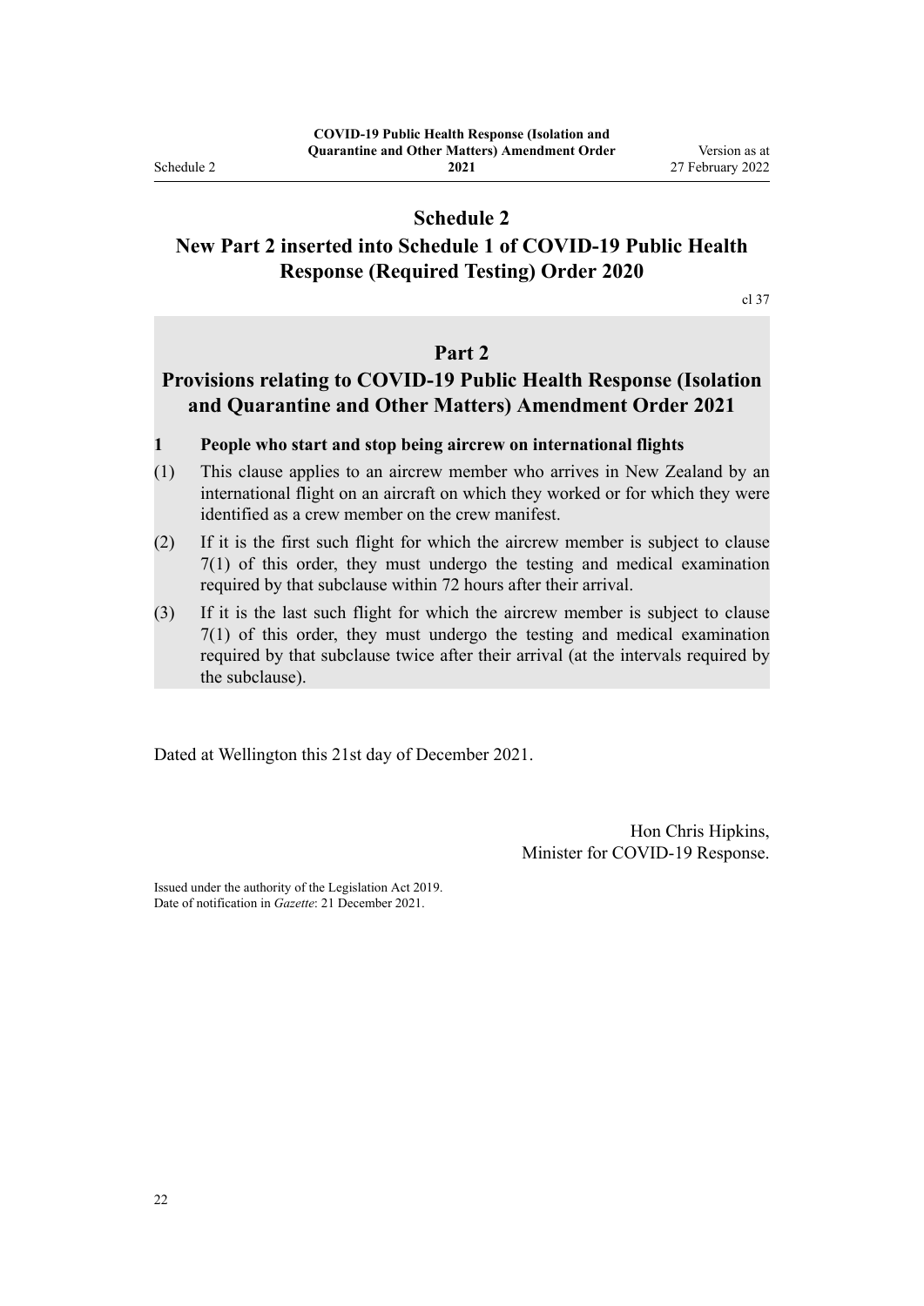# Schedule 2
# New Part 2 inserted into Schedule 1 of COVID-19 Public Health Response (Required Testing) Order 2020

cl 37

## Part 2
## Provisions relating to COVID-19 Public Health Response (Isolation and Quarantine and Other Matters) Amendment Order 2021

**1 People who start and stop being aircrew on international flights**

(1) This clause applies to an aircrew member who arrives in New Zealand by an international flight on an aircraft on which they worked or for which they were identified as a crew member on the crew manifest.

(2) If it is the first such flight for which the aircrew member is subject to clause 7(1) of this order, they must undergo the testing and medical examination required by that subclause within 72 hours after their arrival.

(3) If it is the last such flight for which the aircrew member is subject to clause 7(1) of this order, they must undergo the testing and medical examination required by that subclause twice after their arrival (at the intervals required by the subclause).

Dated at Wellington this 21st day of December 2021.

Hon Chris Hipkins,
Minister for COVID-19 Response.

Issued under the authority of the Legislation Act 2019.
Date of notification in *Gazette*: 21 December 2021.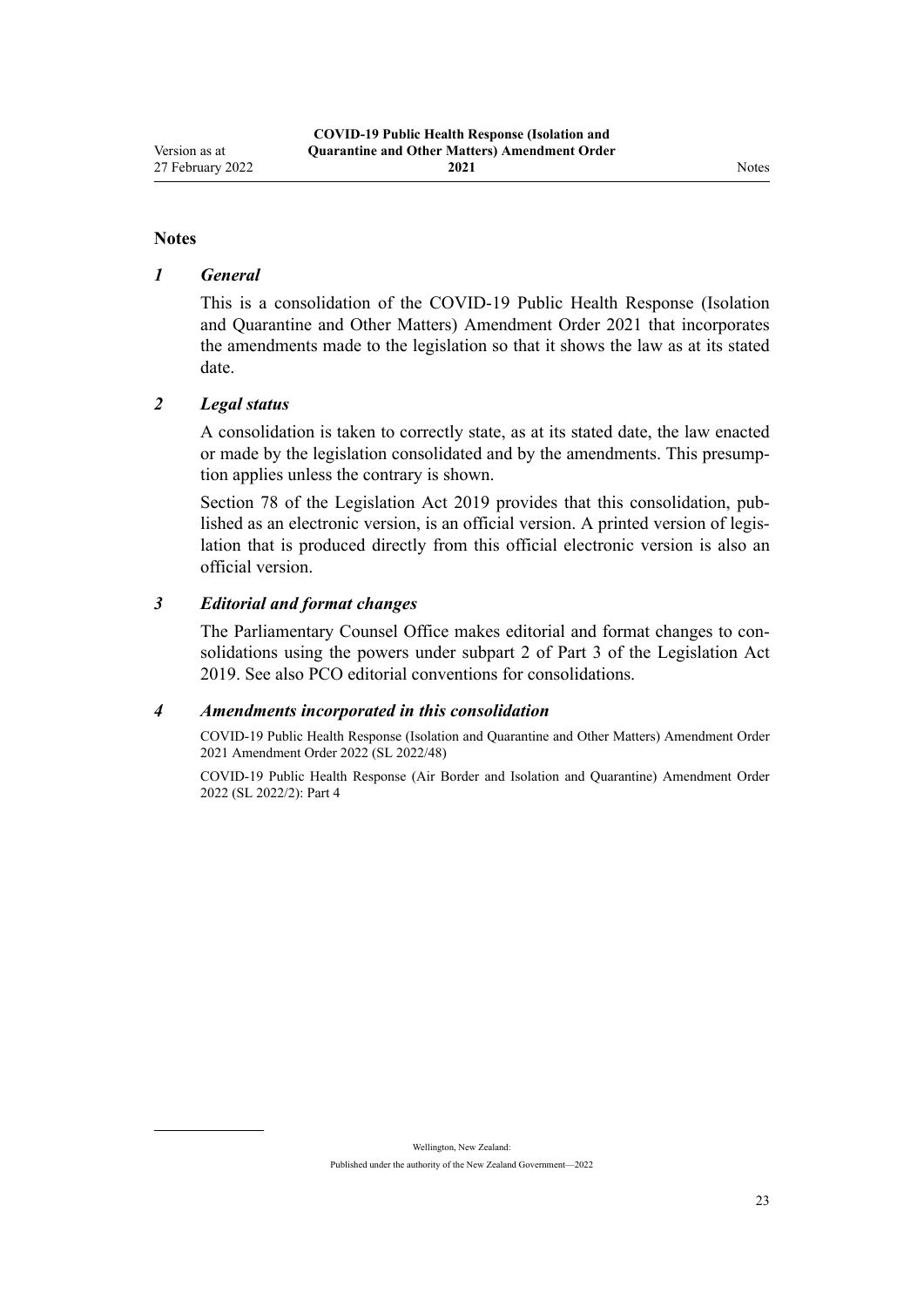## Notes

### *1 General*

This is a consolidation of the COVID-19 Public Health Response (Isolation and Quarantine and Other Matters) Amendment Order 2021 that incorporates the amendments made to the legislation so that it shows the law as at its stated date.

### *2 Legal status*

A consolidation is taken to correctly state, as at its stated date, the law enacted or made by the legislation consolidated and by the amendments. This presumption applies unless the contrary is shown.

Section 78 of the Legislation Act 2019 provides that this consolidation, published as an electronic version, is an official version. A printed version of legislation that is produced directly from this official electronic version is also an official version.

### *3 Editorial and format changes*

The Parliamentary Counsel Office makes editorial and format changes to consolidations using the powers under subpart 2 of Part 3 of the Legislation Act 2019. See also PCO editorial conventions for consolidations.

### *4 Amendments incorporated in this consolidation*

COVID-19 Public Health Response (Isolation and Quarantine and Other Matters) Amendment Order 2021 Amendment Order 2022 (SL 2022/48)

COVID-19 Public Health Response (Air Border and Isolation and Quarantine) Amendment Order 2022 (SL 2022/2): Part 4

Wellington, New Zealand:

Published under the authority of the New Zealand Government—2022